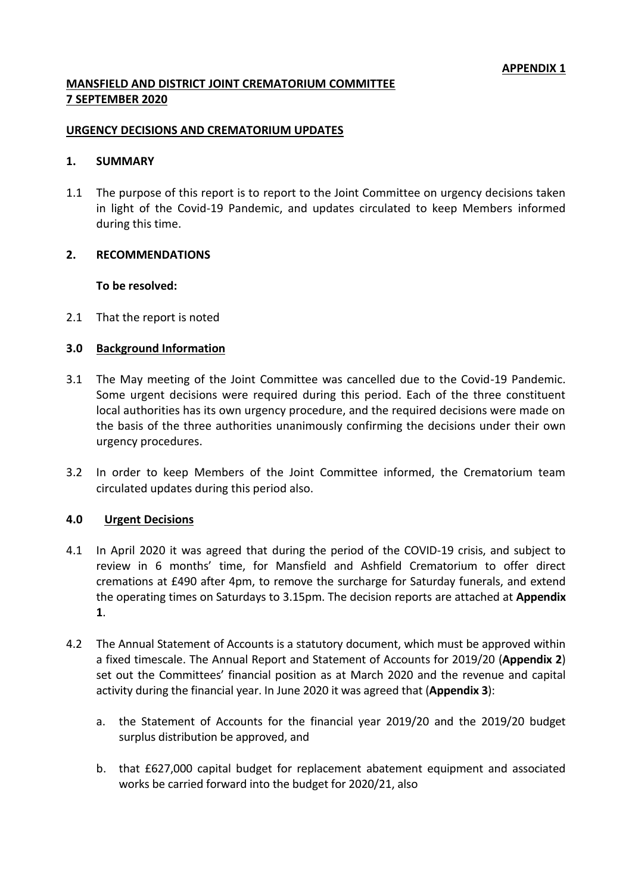**APPENDIX 1**

**MANSFIELD AND DISTRICT JOINT CREMATORIUM COMMITTEE**
**7 SEPTEMBER 2020**

**URGENCY DECISIONS AND CREMATORIUM UPDATES**

## 1. SUMMARY

1.1 The purpose of this report is to report to the Joint Committee on urgency decisions taken in light of the Covid-19 Pandemic, and updates circulated to keep Members informed during this time.

## 2. RECOMMENDATIONS

**To be resolved:**

2.1 That the report is noted

## 3.0 Background Information

3.1 The May meeting of the Joint Committee was cancelled due to the Covid-19 Pandemic. Some urgent decisions were required during this period. Each of the three constituent local authorities has its own urgency procedure, and the required decisions were made on the basis of the three authorities unanimously confirming the decisions under their own urgency procedures.

3.2 In order to keep Members of the Joint Committee informed, the Crematorium team circulated updates during this period also.

## 4.0 Urgent Decisions

4.1 In April 2020 it was agreed that during the period of the COVID-19 crisis, and subject to review in 6 months' time, for Mansfield and Ashfield Crematorium to offer direct cremations at £490 after 4pm, to remove the surcharge for Saturday funerals, and extend the operating times on Saturdays to 3.15pm. The decision reports are attached at **Appendix 1**.

4.2 The Annual Statement of Accounts is a statutory document, which must be approved within a fixed timescale. The Annual Report and Statement of Accounts for 2019/20 (**Appendix 2**) set out the Committees' financial position as at March 2020 and the revenue and capital activity during the financial year. In June 2020 it was agreed that (**Appendix 3**):

a. the Statement of Accounts for the financial year 2019/20 and the 2019/20 budget surplus distribution be approved, and

b. that £627,000 capital budget for replacement abatement equipment and associated works be carried forward into the budget for 2020/21, also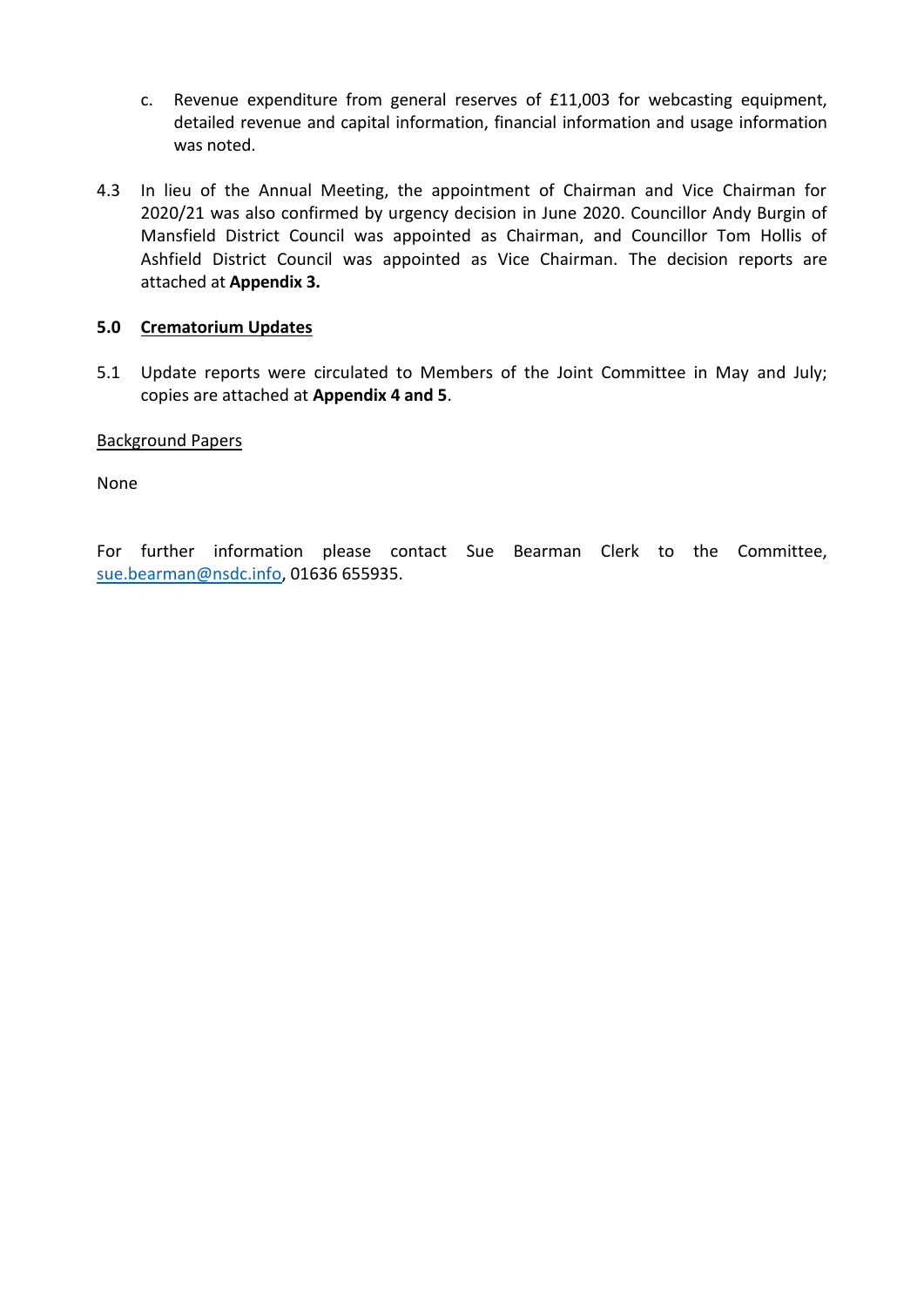c. Revenue expenditure from general reserves of £11,003 for webcasting equipment, detailed revenue and capital information, financial information and usage information was noted.

4.3 In lieu of the Annual Meeting, the appointment of Chairman and Vice Chairman for 2020/21 was also confirmed by urgency decision in June 2020. Councillor Andy Burgin of Mansfield District Council was appointed as Chairman, and Councillor Tom Hollis of Ashfield District Council was appointed as Vice Chairman. The decision reports are attached at **Appendix 3.**

## 5.0 Crematorium Updates

5.1 Update reports were circulated to Members of the Joint Committee in May and July; copies are attached at **Appendix 4 and 5**.

Background Papers

None

For further information please contact Sue Bearman Clerk to the Committee, sue.bearman@nsdc.info, 01636 655935.